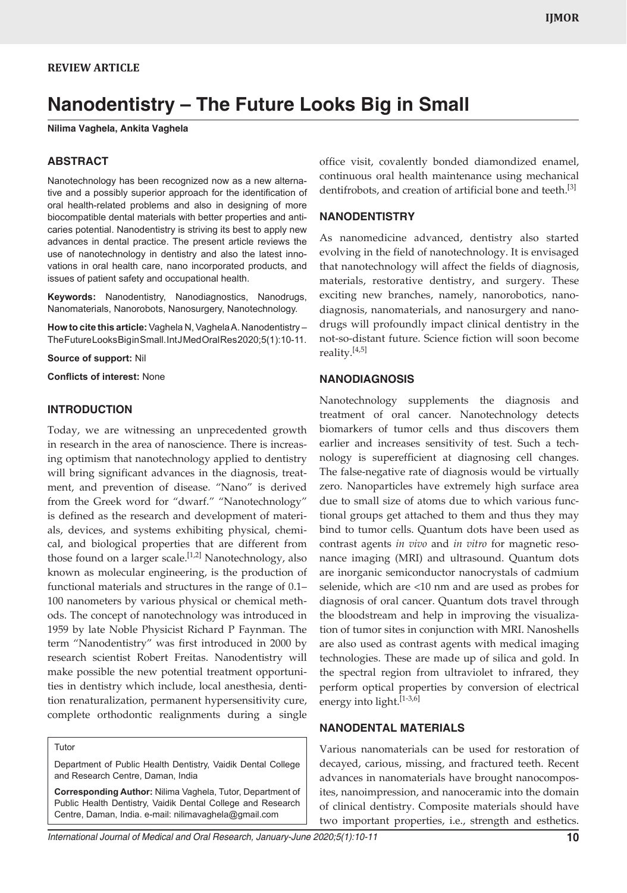REVIEW ARTICLE

# Nanodentistry – The Future Looks Big in Small

**Nilima Vaghela, Ankita Vaghela**

## ABSTRACT

Nanotechnology has been recognized now as a new alternative and a possibly superior approach for the identification of oral health-related problems and also in designing of more biocompatible dental materials with better properties and anticaries potential. Nanodentistry is striving its best to apply new advances in dental practice. The present article reviews the use of nanotechnology in dentistry and also the latest innovations in oral health care, nano incorporated products, and issues of patient safety and occupational health.

**Keywords:** Nanodentistry, Nanodiagnostics, Nanodrugs, Nanomaterials, Nanorobots, Nanosurgery, Nanotechnology.

**How to cite this article:** Vaghela N, Vaghela A. Nanodentistry – The Future Looks Big in Small. Int J Med Oral Res 2020;5(1):10-11.

**Source of support:** Nil

**Conflicts of interest:** None

## INTRODUCTION

Today, we are witnessing an unprecedented growth in research in the area of nanoscience. There is increasing optimism that nanotechnology applied to dentistry will bring significant advances in the diagnosis, treatment, and prevention of disease. "Nano" is derived from the Greek word for "dwarf." "Nanotechnology" is defined as the research and development of materials, devices, and systems exhibiting physical, chemical, and biological properties that are different from those found on a larger scale.[1,2] Nanotechnology, also known as molecular engineering, is the production of functional materials and structures in the range of 0.1–100 nanometers by various physical or chemical methods. The concept of nanotechnology was introduced in 1959 by late Noble Physicist Richard P Faynman. The term "Nanodentistry" was first introduced in 2000 by research scientist Robert Freitas. Nanodentistry will make possible the new potential treatment opportunities in dentistry which include, local anesthesia, dentition renaturalization, permanent hypersensitivity cure, complete orthodontic realignments during a single office visit, covalently bonded diamondized enamel, continuous oral health maintenance using mechanical dentifrobots, and creation of artificial bone and teeth.[3]

## NANODENTISTRY

As nanomedicine advanced, dentistry also started evolving in the field of nanotechnology. It is envisaged that nanotechnology will affect the fields of diagnosis, materials, restorative dentistry, and surgery. These exciting new branches, namely, nanorobotics, nanodiagnosis, nanomaterials, and nanosurgery and nanodrugs will profoundly impact clinical dentistry in the not-so-distant future. Science fiction will soon become reality.[4,5]

## NANODIAGNOSIS

Nanotechnology supplements the diagnosis and treatment of oral cancer. Nanotechnology detects biomarkers of tumor cells and thus discovers them earlier and increases sensitivity of test. Such a technology is superefficient at diagnosing cell changes. The false-negative rate of diagnosis would be virtually zero. Nanoparticles have extremely high surface area due to small size of atoms due to which various functional groups get attached to them and thus they may bind to tumor cells. Quantum dots have been used as contrast agents *in vivo* and *in vitro* for magnetic resonance imaging (MRI) and ultrasound. Quantum dots are inorganic semiconductor nanocrystals of cadmium selenide, which are <10 nm and are used as probes for diagnosis of oral cancer. Quantum dots travel through the bloodstream and help in improving the visualization of tumor sites in conjunction with MRI. Nanoshells are also used as contrast agents with medical imaging technologies. These are made up of silica and gold. In the spectral region from ultraviolet to infrared, they perform optical properties by conversion of electrical energy into light.[1-3,6]

## NANODENTAL MATERIALS

Various nanomaterials can be used for restoration of decayed, carious, missing, and fractured teeth. Recent advances in nanomaterials have brought nanocomposites, nanoimpression, and nanoceramic into the domain of clinical dentistry. Composite materials should have two important properties, i.e., strength and esthetics.

Tutor

Department of Public Health Dentistry, Vaidik Dental College and Research Centre, Daman, India

**Corresponding Author:** Nilima Vaghela, Tutor, Department of Public Health Dentistry, Vaidik Dental College and Research Centre, Daman, India. e-mail: nilimavaghela@gmail.com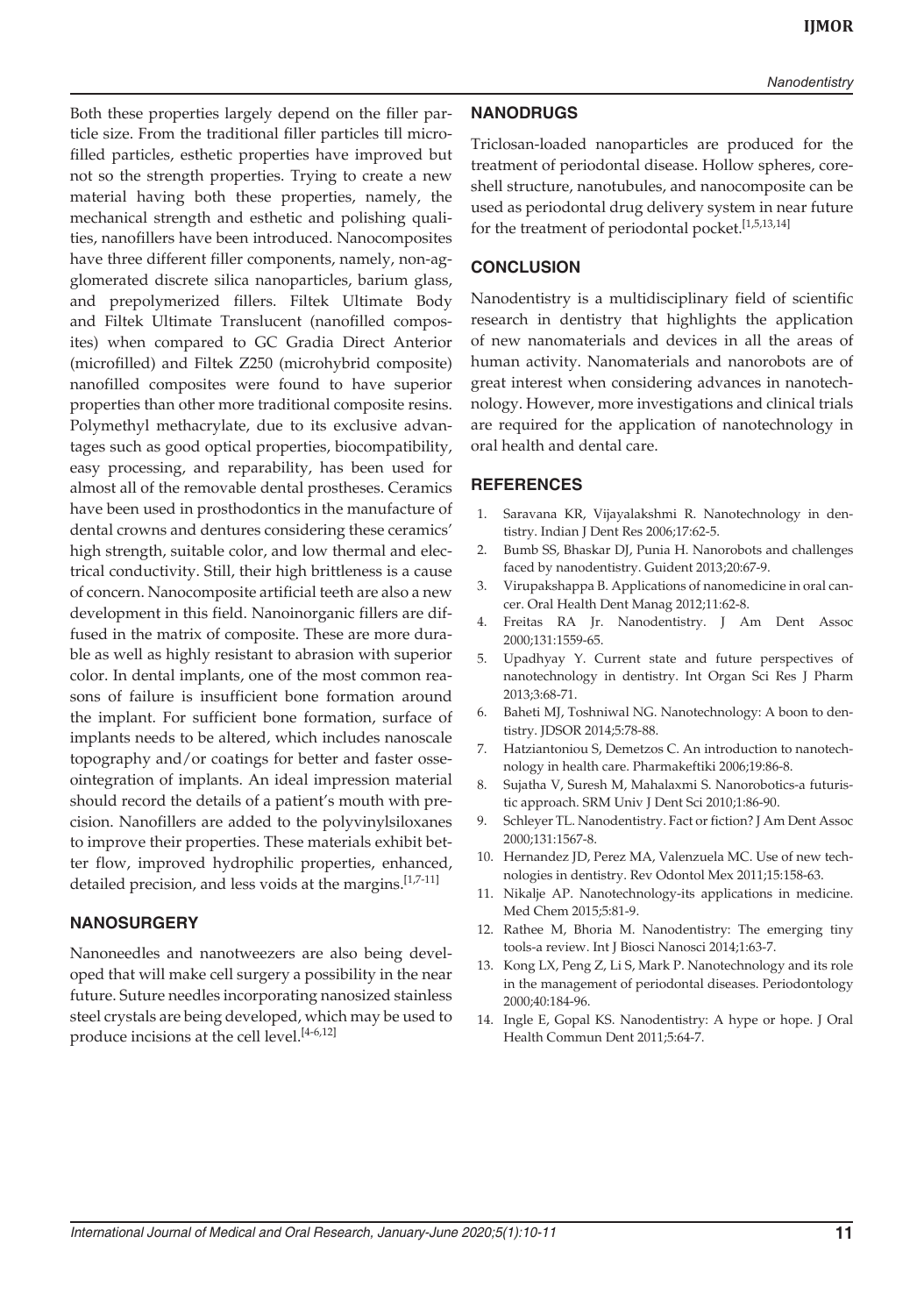Both these properties largely depend on the filler particle size. From the traditional filler particles till microfilled particles, esthetic properties have improved but not so the strength properties. Trying to create a new material having both these properties, namely, the mechanical strength and esthetic and polishing qualities, nanofillers have been introduced. Nanocomposites have three different filler components, namely, non-agglomerated discrete silica nanoparticles, barium glass, and prepolymerized fillers. Filtek Ultimate Body and Filtek Ultimate Translucent (nanofilled composites) when compared to GC Gradia Direct Anterior (microfilled) and Filtek Z250 (microhybrid composite) nanofilled composites were found to have superior properties than other more traditional composite resins. Polymethyl methacrylate, due to its exclusive advantages such as good optical properties, biocompatibility, easy processing, and reparability, has been used for almost all of the removable dental prostheses. Ceramics have been used in prosthodontics in the manufacture of dental crowns and dentures considering these ceramics' high strength, suitable color, and low thermal and electrical conductivity. Still, their high brittleness is a cause of concern. Nanocomposite artificial teeth are also a new development in this field. Nanoinorganic fillers are diffused in the matrix of composite. These are more durable as well as highly resistant to abrasion with superior color. In dental implants, one of the most common reasons of failure is insufficient bone formation around the implant. For sufficient bone formation, surface of implants needs to be altered, which includes nanoscale topography and/or coatings for better and faster osseointegration of implants. An ideal impression material should record the details of a patient's mouth with precision. Nanofillers are added to the polyvinylsiloxanes to improve their properties. These materials exhibit better flow, improved hydrophilic properties, enhanced, detailed precision, and less voids at the margins.[1,7-11]

## NANOSURGERY

Nanoneedles and nanotweezers are also being developed that will make cell surgery a possibility in the near future. Suture needles incorporating nanosized stainless steel crystals are being developed, which may be used to produce incisions at the cell level.[4-6,12]

## NANODRUGS

Triclosan-loaded nanoparticles are produced for the treatment of periodontal disease. Hollow spheres, core-shell structure, nanotubules, and nanocomposite can be used as periodontal drug delivery system in near future for the treatment of periodontal pocket.[1,5,13,14]

## CONCLUSION

Nanodentistry is a multidisciplinary field of scientific research in dentistry that highlights the application of new nanomaterials and devices in all the areas of human activity. Nanomaterials and nanorobots are of great interest when considering advances in nanotechnology. However, more investigations and clinical trials are required for the application of nanotechnology in oral health and dental care.

## REFERENCES

1. Saravana KR, Vijayalakshmi R. Nanotechnology in dentistry. Indian J Dent Res 2006;17:62-5.
2. Bumb SS, Bhaskar DJ, Punia H. Nanorobots and challenges faced by nanodentistry. Guident 2013;20:67-9.
3. Virupakshappa B. Applications of nanomedicine in oral cancer. Oral Health Dent Manag 2012;11:62-8.
4. Freitas RA Jr. Nanodentistry. J Am Dent Assoc 2000;131:1559-65.
5. Upadhyay Y. Current state and future perspectives of nanotechnology in dentistry. Int Organ Sci Res J Pharm 2013;3:68-71.
6. Baheti MJ, Toshniwal NG. Nanotechnology: A boon to dentistry. JDSOR 2014;5:78-88.
7. Hatziantoniou S, Demetzos C. An introduction to nanotechnology in health care. Pharmakeftiki 2006;19:86-8.
8. Sujatha V, Suresh M, Mahalaxmi S. Nanorobotics-a futuristic approach. SRM Univ J Dent Sci 2010;1:86-90.
9. Schleyer TL. Nanodentistry. Fact or fiction? J Am Dent Assoc 2000;131:1567-8.
10. Hernandez JD, Perez MA, Valenzuela MC. Use of new technologies in dentistry. Rev Odontol Mex 2011;15:158-63.
11. Nikalje AP. Nanotechnology-its applications in medicine. Med Chem 2015;5:81-9.
12. Rathee M, Bhoria M. Nanodentistry: The emerging tiny tools-a review. Int J Biosci Nanosci 2014;1:63-7.
13. Kong LX, Peng Z, Li S, Mark P. Nanotechnology and its role in the management of periodontal diseases. Periodontology 2000;40:184-96.
14. Ingle E, Gopal KS. Nanodentistry: A hype or hope. J Oral Health Commun Dent 2011;5:64-7.